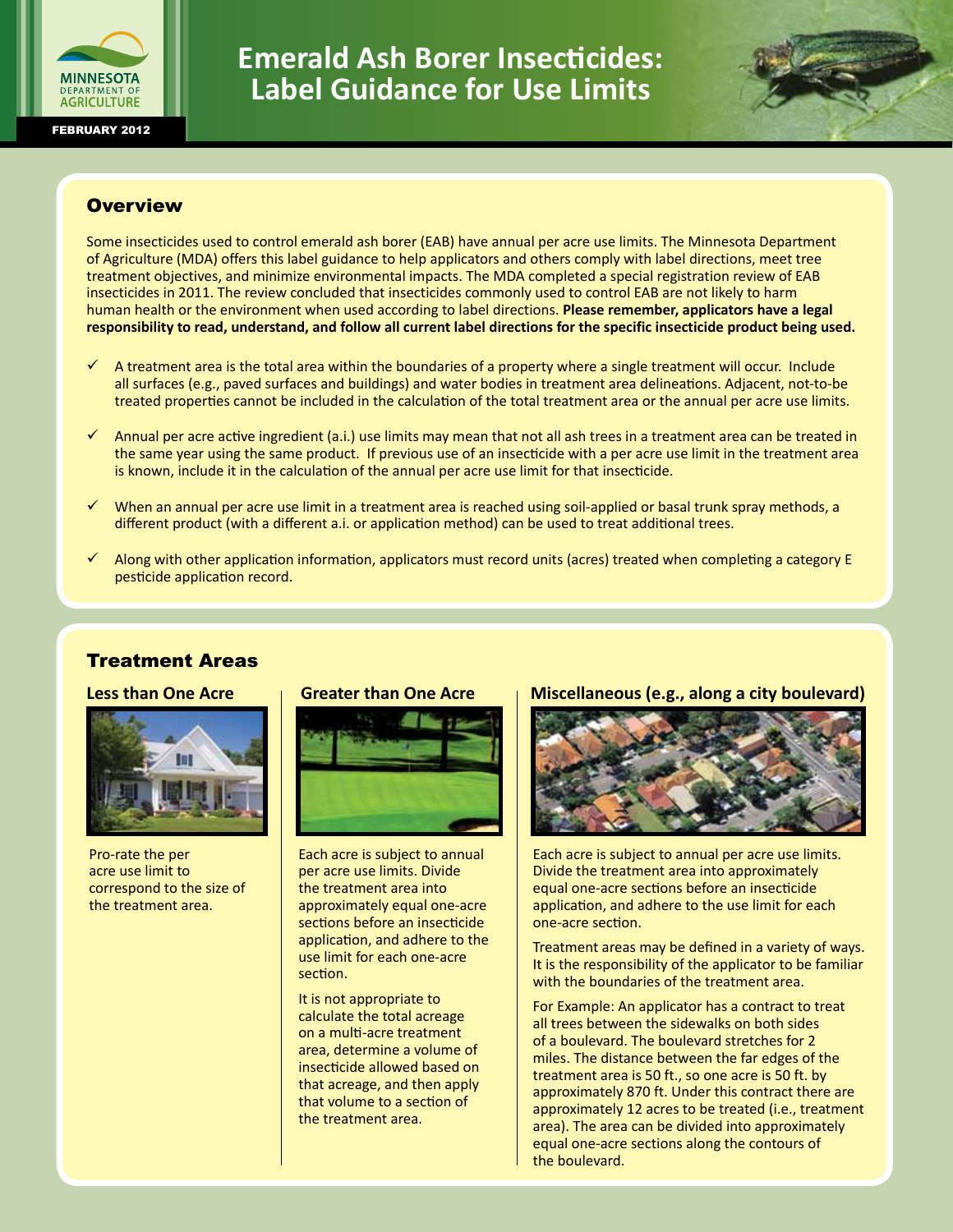MINNESOTA DEPARTMENT OF AGRICULTURE

FEBRUARY 2012

# Emerald Ash Borer Insecticides: Label Guidance for Use Limits

## Overview

Some insecticides used to control emerald ash borer (EAB) have annual per acre use limits. The Minnesota Department of Agriculture (MDA) offers this label guidance to help applicators and others comply with label directions, meet tree treatment objectives, and minimize environmental impacts. The MDA completed a special registration review of EAB insecticides in 2011. The review concluded that insecticides commonly used to control EAB are not likely to harm human health or the environment when used according to label directions. **Please remember, applicators have a legal responsibility to read, understand, and follow all current label directions for the specific insecticide product being used.**

- ✓ A treatment area is the total area within the boundaries of a property where a single treatment will occur. Include all surfaces (e.g., paved surfaces and buildings) and water bodies in treatment area delineations. Adjacent, not-to-be treated properties cannot be included in the calculation of the total treatment area or the annual per acre use limits.
- ✓ Annual per acre active ingredient (a.i.) use limits may mean that not all ash trees in a treatment area can be treated in the same year using the same product. If previous use of an insecticide with a per acre use limit in the treatment area is known, include it in the calculation of the annual per acre use limit for that insecticide.
- ✓ When an annual per acre use limit in a treatment area is reached using soil-applied or basal trunk spray methods, a different product (with a different a.i. or application method) can be used to treat additional trees.
- ✓ Along with other application information, applicators must record units (acres) treated when completing a category E pesticide application record.

## Treatment Areas

### Less than One Acre

Pro-rate the per acre use limit to correspond to the size of the treatment area.

### Greater than One Acre

Each acre is subject to annual per acre use limits. Divide the treatment area into approximately equal one-acre sections before an insecticide application, and adhere to the use limit for each one-acre section.

It is not appropriate to calculate the total acreage on a multi-acre treatment area, determine a volume of insecticide allowed based on that acreage, and then apply that volume to a section of the treatment area.

### Miscellaneous (e.g., along a city boulevard)

Each acre is subject to annual per acre use limits. Divide the treatment area into approximately equal one-acre sections before an insecticide application, and adhere to the use limit for each one-acre section.

Treatment areas may be defined in a variety of ways. It is the responsibility of the applicator to be familiar with the boundaries of the treatment area.

For Example: An applicator has a contract to treat all trees between the sidewalks on both sides of a boulevard. The boulevard stretches for 2 miles. The distance between the far edges of the treatment area is 50 ft., so one acre is 50 ft. by approximately 870 ft. Under this contract there are approximately 12 acres to be treated (i.e., treatment area). The area can be divided into approximately equal one-acre sections along the contours of the boulevard.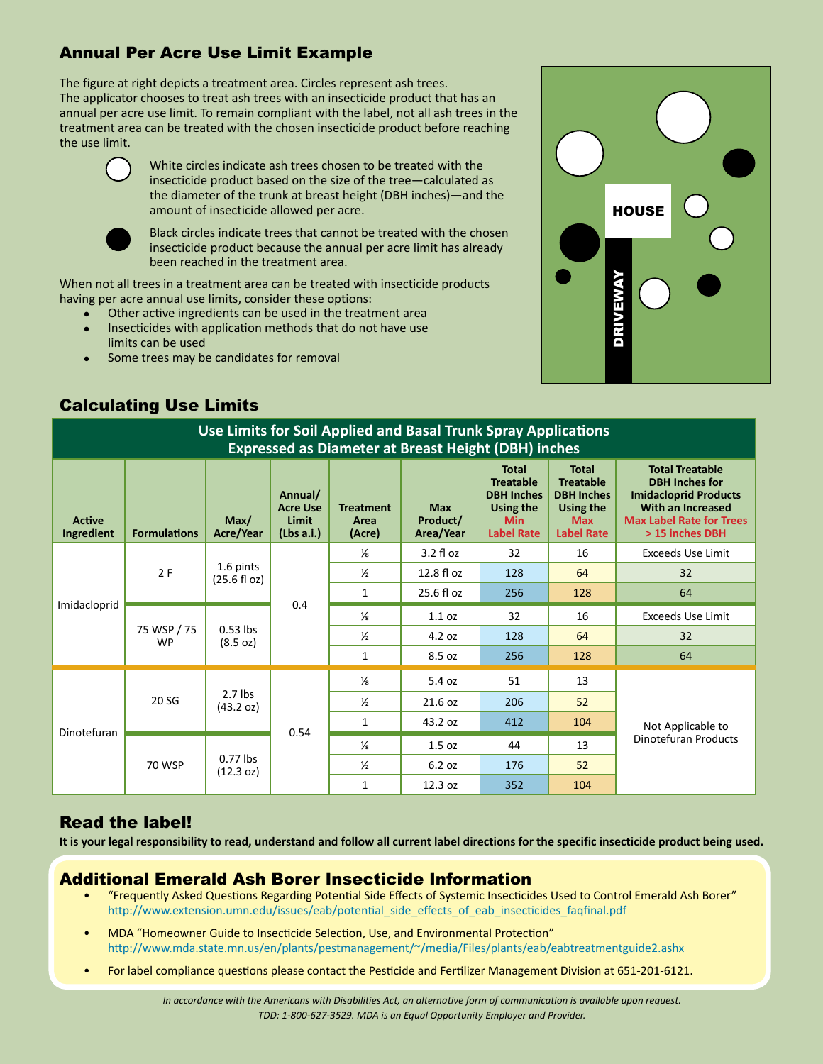## Annual Per Acre Use Limit Example

The figure at right depicts a treatment area. Circles represent ash trees. The applicator chooses to treat ash trees with an insecticide product that has an annual per acre use limit. To remain compliant with the label, not all ash trees in the treatment area can be treated with the chosen insecticide product before reaching the use limit.

White circles indicate ash trees chosen to be treated with the insecticide product based on the size of the tree—calculated as the diameter of the trunk at breast height (DBH inches)—and the amount of insecticide allowed per acre.

Black circles indicate trees that cannot be treated with the chosen insecticide product because the annual per acre limit has already been reached in the treatment area.

HOUSE

DRIVEWAY

When not all trees in a treatment area can be treated with insecticide products having per acre annual use limits, consider these options:

- Other active ingredients can be used in the treatment area
- Insecticides with application methods that do not have use limits can be used
- Some trees may be candidates for removal

## Calculating Use Limits

**Use Limits for Soil Applied and Basal Trunk Spray Applications Expressed as Diameter at Breast Height (DBH) inches**

| Active Ingredient | Formulations | Max/ Acre/Year | Annual/ Acre Use Limit (Lbs a.i.) | Treatment Area (Acre) | Max Product/ Area/Year | Total Treatable DBH Inches Using the Min Label Rate | Total Treatable DBH Inches Using the Max Label Rate | Total Treatable DBH Inches for Imidacloprid Products With an Increased Max Label Rate for Trees > 15 inches DBH |
|---|---|---|---|---|---|---|---|---|
| Imidacloprid | 2 F | 1.6 pints (25.6 fl oz) | 0.4 | ⅛ | 3.2 fl oz | 32 | 16 | Exceeds Use Limit |
| | | | | ½ | 12.8 fl oz | 128 | 64 | 32 |
| | | | | 1 | 25.6 fl oz | 256 | 128 | 64 |
| | 75 WSP / 75 WP | 0.53 lbs (8.5 oz) | | ⅛ | 1.1 oz | 32 | 16 | Exceeds Use Limit |
| | | | | ½ | 4.2 oz | 128 | 64 | 32 |
| | | | | 1 | 8.5 oz | 256 | 128 | 64 |
| Dinotefuran | 20 SG | 2.7 lbs (43.2 oz) | 0.54 | ⅛ | 5.4 oz | 51 | 13 | Not Applicable to Dinotefuran Products |
| | | | | ½ | 21.6 oz | 206 | 52 | |
| | | | | 1 | 43.2 oz | 412 | 104 | |
| | 70 WSP | 0.77 lbs (12.3 oz) | | ⅛ | 1.5 oz | 44 | 13 | |
| | | | | ½ | 6.2 oz | 176 | 52 | |
| | | | | 1 | 12.3 oz | 352 | 104 | |

## Read the label!

**It is your legal responsibility to read, understand and follow all current label directions for the specific insecticide product being used.**

## Additional Emerald Ash Borer Insecticide Information

- "Frequently Asked Questions Regarding Potential Side Effects of Systemic Insecticides Used to Control Emerald Ash Borer" http://www.extension.umn.edu/issues/eab/potential_side_effects_of_eab_insecticides_faqfinal.pdf
- MDA "Homeowner Guide to Insecticide Selection, Use, and Environmental Protection" http://www.mda.state.mn.us/en/plants/pestmanagement/~/media/Files/plants/eab/eabtreatmentguide2.ashx
- For label compliance questions please contact the Pesticide and Fertilizer Management Division at 651-201-6121.

*In accordance with the Americans with Disabilities Act, an alternative form of communication is available upon request. TDD: 1-800-627-3529. MDA is an Equal Opportunity Employer and Provider.*